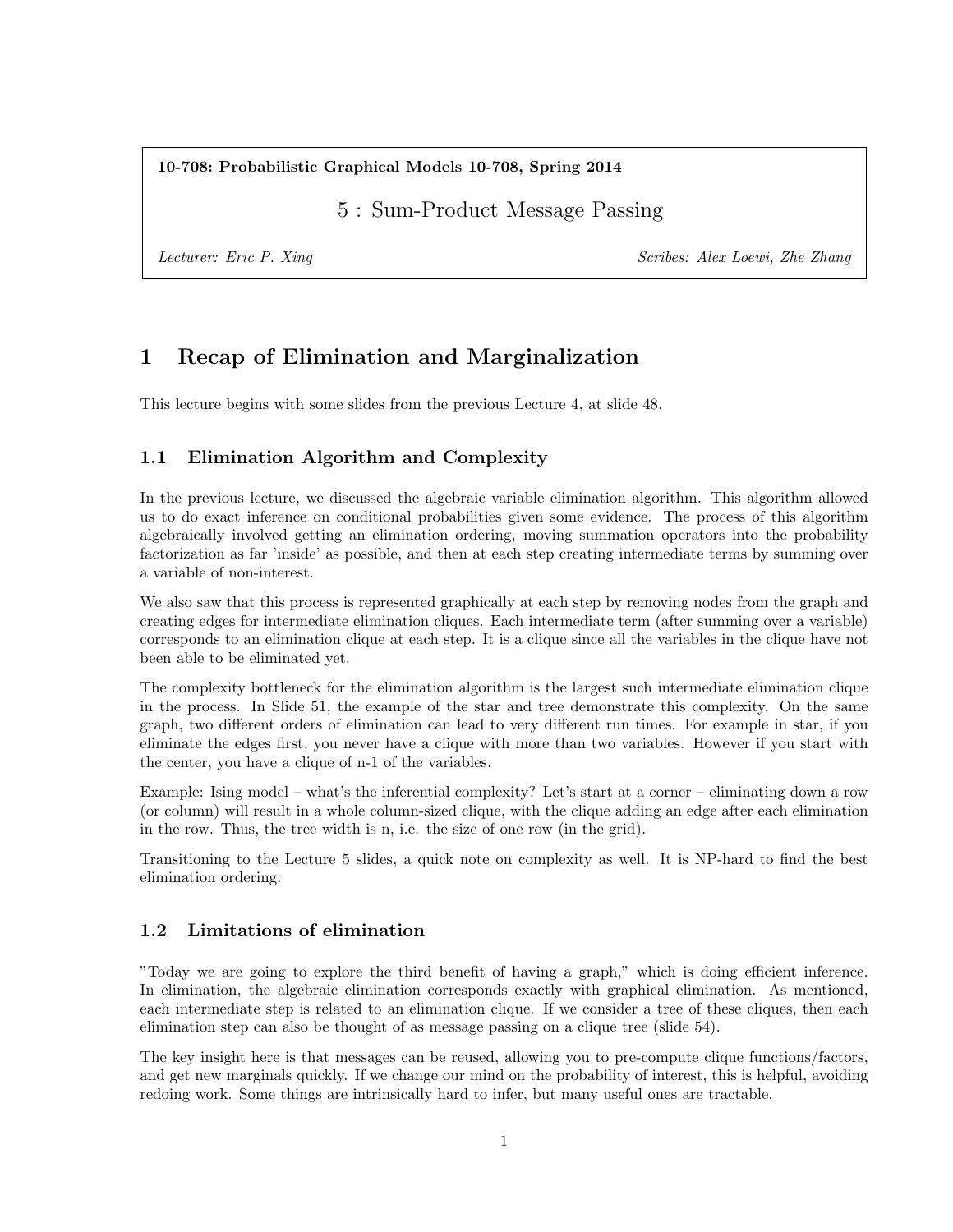**10-708: Probabilistic Graphical Models 10-708, Spring 2014**

# 5 : Sum-Product Message Passing

*Lecturer: Eric P. Xing* *Scribes: Alex Loewi, Zhe Zhang*

## 1 Recap of Elimination and Marginalization

This lecture begins with some slides from the previous Lecture 4, at slide 48.

### 1.1 Elimination Algorithm and Complexity

In the previous lecture, we discussed the algebraic variable elimination algorithm. This algorithm allowed us to do exact inference on conditional probabilities given some evidence. The process of this algorithm algebraically involved getting an elimination ordering, moving summation operators into the probability factorization as far 'inside' as possible, and then at each step creating intermediate terms by summing over a variable of non-interest.

We also saw that this process is represented graphically at each step by removing nodes from the graph and creating edges for intermediate elimination cliques. Each intermediate term (after summing over a variable) corresponds to an elimination clique at each step. It is a clique since all the variables in the clique have not been able to be eliminated yet.

The complexity bottleneck for the elimination algorithm is the largest such intermediate elimination clique in the process. In Slide 51, the example of the star and tree demonstrate this complexity. On the same graph, two different orders of elimination can lead to very different run times. For example in star, if you eliminate the edges first, you never have a clique with more than two variables. However if you start with the center, you have a clique of n-1 of the variables.

Example: Ising model – what's the inferential complexity? Let's start at a corner – eliminating down a row (or column) will result in a whole column-sized clique, with the clique adding an edge after each elimination in the row. Thus, the tree width is n, i.e. the size of one row (in the grid).

Transitioning to the Lecture 5 slides, a quick note on complexity as well. It is NP-hard to find the best elimination ordering.

### 1.2 Limitations of elimination

"Today we are going to explore the third benefit of having a graph," which is doing efficient inference. In elimination, the algebraic elimination corresponds exactly with graphical elimination. As mentioned, each intermediate step is related to an elimination clique. If we consider a tree of these cliques, then each elimination step can also be thought of as message passing on a clique tree (slide 54).

The key insight here is that messages can be reused, allowing you to pre-compute clique functions/factors, and get new marginals quickly. If we change our mind on the probability of interest, this is helpful, avoiding redoing work. Some things are intrinsically hard to infer, but many useful ones are tractable.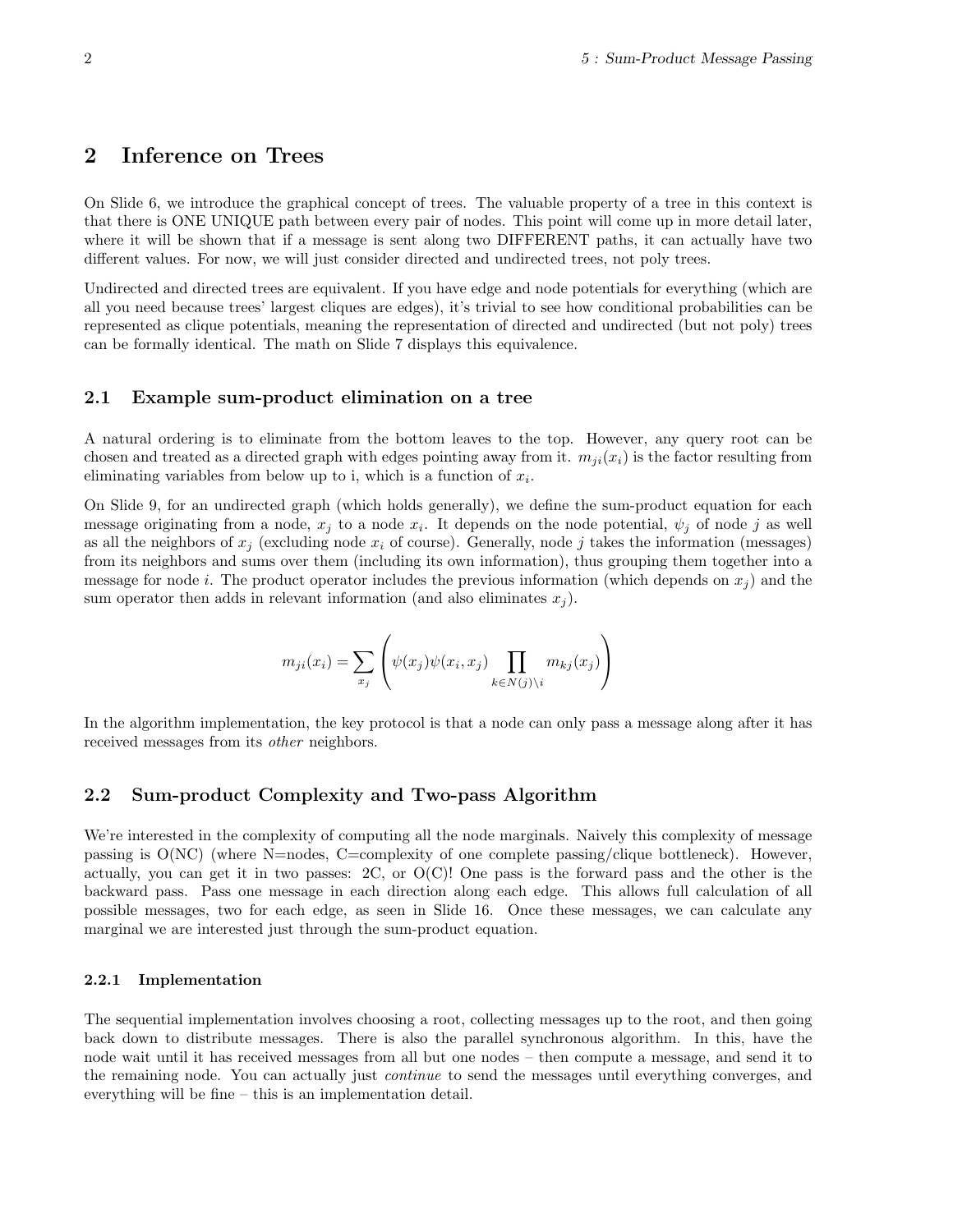## 2 Inference on Trees

On Slide 6, we introduce the graphical concept of trees. The valuable property of a tree in this context is that there is ONE UNIQUE path between every pair of nodes. This point will come up in more detail later, where it will be shown that if a message is sent along two DIFFERENT paths, it can actually have two different values. For now, we will just consider directed and undirected trees, not poly trees.

Undirected and directed trees are equivalent. If you have edge and node potentials for everything (which are all you need because trees' largest cliques are edges), it's trivial to see how conditional probabilities can be represented as clique potentials, meaning the representation of directed and undirected (but not poly) trees can be formally identical. The math on Slide 7 displays this equivalence.

### 2.1 Example sum-product elimination on a tree

A natural ordering is to eliminate from the bottom leaves to the top. However, any query root can be chosen and treated as a directed graph with edges pointing away from it. $m_{ji}(x_i)$ is the factor resulting from eliminating variables from below up to i, which is a function of $x_i$.

On Slide 9, for an undirected graph (which holds generally), we define the sum-product equation for each message originating from a node, $x_j$ to a node $x_i$. It depends on the node potential, $\psi_j$ of node $j$ as well as all the neighbors of $x_j$ (excluding node $x_i$ of course). Generally, node $j$ takes the information (messages) from its neighbors and sums over them (including its own information), thus grouping them together into a message for node $i$. The product operator includes the previous information (which depends on $x_j$) and the sum operator then adds in relevant information (and also eliminates $x_j$).

$$m_{ji}(x_i) = \sum_{x_j} \left( \psi(x_j)\psi(x_i, x_j) \prod_{k \in N(j) \setminus i} m_{kj}(x_j) \right)$$

In the algorithm implementation, the key protocol is that a node can only pass a message along after it has received messages from its *other* neighbors.

### 2.2 Sum-product Complexity and Two-pass Algorithm

We're interested in the complexity of computing all the node marginals. Naively this complexity of message passing is O(NC) (where N=nodes, C=complexity of one complete passing/clique bottleneck). However, actually, you can get it in two passes: 2C, or O(C)! One pass is the forward pass and the other is the backward pass. Pass one message in each direction along each edge. This allows full calculation of all possible messages, two for each edge, as seen in Slide 16. Once these messages, we can calculate any marginal we are interested just through the sum-product equation.

#### 2.2.1 Implementation

The sequential implementation involves choosing a root, collecting messages up to the root, and then going back down to distribute messages. There is also the parallel synchronous algorithm. In this, have the node wait until it has received messages from all but one nodes – then compute a message, and send it to the remaining node. You can actually just *continue* to send the messages until everything converges, and everything will be fine – this is an implementation detail.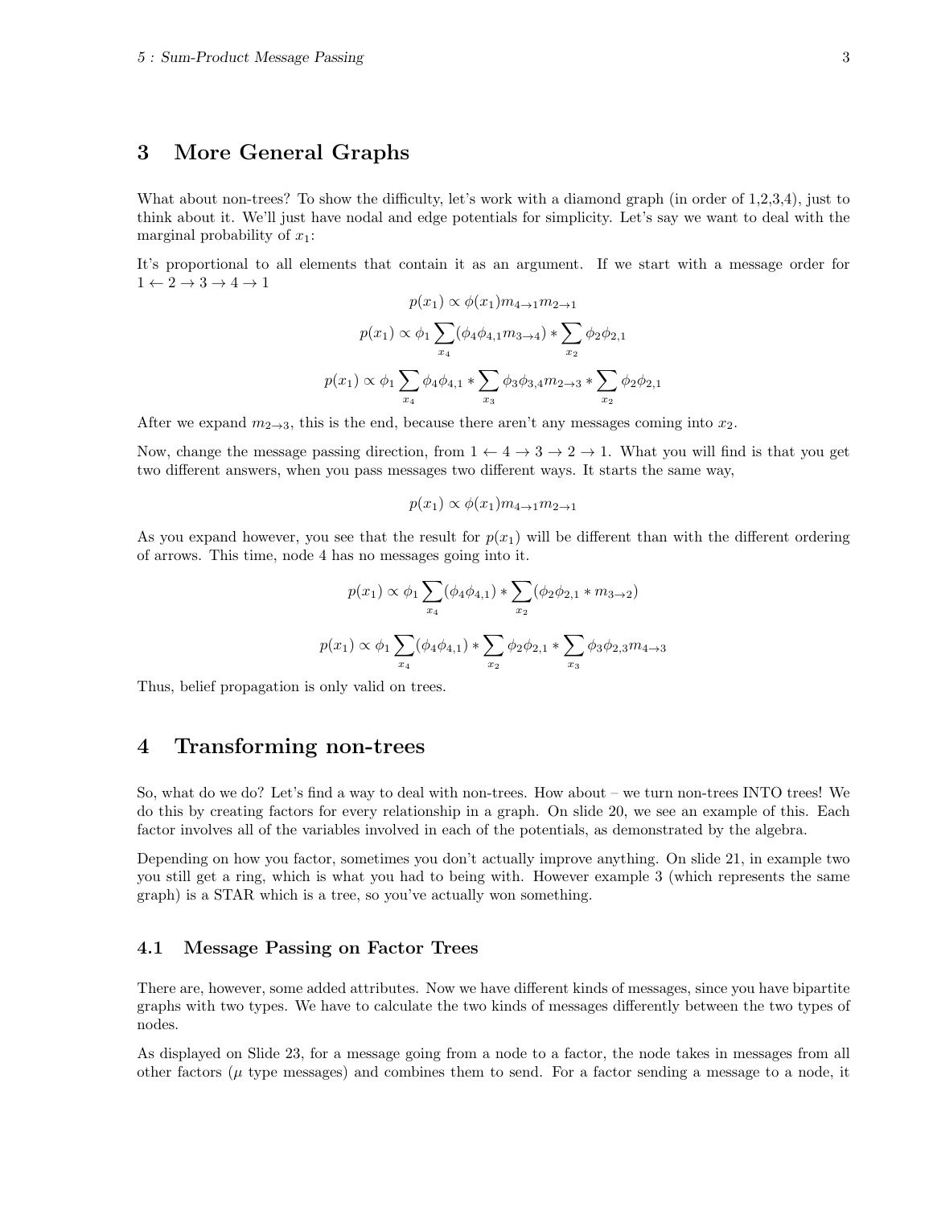## 3 More General Graphs

What about non-trees? To show the difficulty, let's work with a diamond graph (in order of 1,2,3,4), just to think about it. We'll just have nodal and edge potentials for simplicity. Let's say we want to deal with the marginal probability of $x_1$:

It's proportional to all elements that contain it as an argument. If we start with a message order for $1 \leftarrow 2 \rightarrow 3 \rightarrow 4 \rightarrow 1$

$$p(x_1) \propto \phi(x_1) m_{4\to 1} m_{2\to 1}$$

$$p(x_1) \propto \phi_1 \sum_{x_4} (\phi_4 \phi_{4,1} m_{3\to 4}) * \sum_{x_2} \phi_2 \phi_{2,1}$$

$$p(x_1) \propto \phi_1 \sum_{x_4} \phi_4 \phi_{4,1} * \sum_{x_3} \phi_3 \phi_{3,4} m_{2\to 3} * \sum_{x_2} \phi_2 \phi_{2,1}$$

After we expand $m_{2\to 3}$, this is the end, because there aren't any messages coming into $x_2$.

Now, change the message passing direction, from $1 \leftarrow 4 \rightarrow 3 \rightarrow 2 \rightarrow 1$. What you will find is that you get two different answers, when you pass messages two different ways. It starts the same way,

$$p(x_1) \propto \phi(x_1) m_{4\to 1} m_{2\to 1}$$

As you expand however, you see that the result for $p(x_1)$ will be different than with the different ordering of arrows. This time, node 4 has no messages going into it.

$$p(x_1) \propto \phi_1 \sum_{x_4} (\phi_4 \phi_{4,1}) * \sum_{x_2} (\phi_2 \phi_{2,1} * m_{3\to 2})$$

$$p(x_1) \propto \phi_1 \sum_{x_4} (\phi_4 \phi_{4,1}) * \sum_{x_2} \phi_2 \phi_{2,1} * \sum_{x_3} \phi_3 \phi_{2,3} m_{4\to 3}$$

Thus, belief propagation is only valid on trees.

## 4 Transforming non-trees

So, what do we do? Let's find a way to deal with non-trees. How about – we turn non-trees INTO trees! We do this by creating factors for every relationship in a graph. On slide 20, we see an example of this. Each factor involves all of the variables involved in each of the potentials, as demonstrated by the algebra.

Depending on how you factor, sometimes you don't actually improve anything. On slide 21, in example two you still get a ring, which is what you had to being with. However example 3 (which represents the same graph) is a STAR which is a tree, so you've actually won something.

### 4.1 Message Passing on Factor Trees

There are, however, some added attributes. Now we have different kinds of messages, since you have bipartite graphs with two types. We have to calculate the two kinds of messages differently between the two types of nodes.

As displayed on Slide 23, for a message going from a node to a factor, the node takes in messages from all other factors ($\mu$ type messages) and combines them to send. For a factor sending a message to a node, it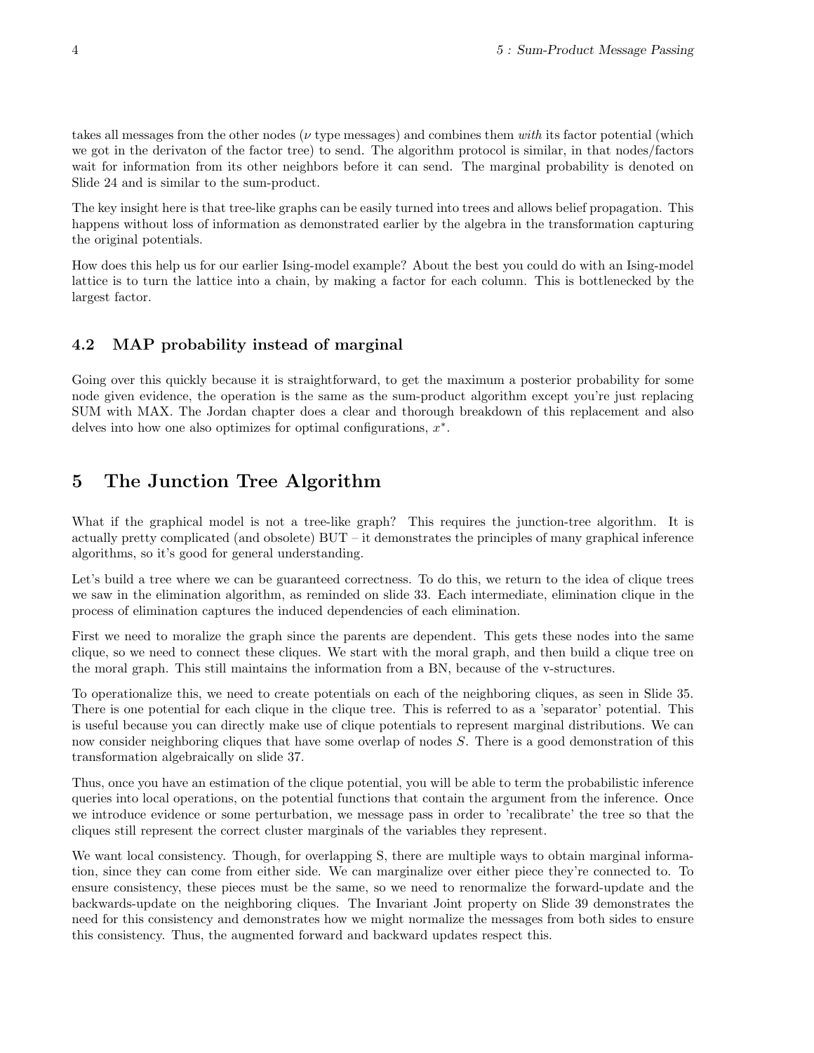takes all messages from the other nodes ($\nu$ type messages) and combines them *with* its factor potential (which we got in the derivaton of the factor tree) to send. The algorithm protocol is similar, in that nodes/factors wait for information from its other neighbors before it can send. The marginal probability is denoted on Slide 24 and is similar to the sum-product.

The key insight here is that tree-like graphs can be easily turned into trees and allows belief propagation. This happens without loss of information as demonstrated earlier by the algebra in the transformation capturing the original potentials.

How does this help us for our earlier Ising-model example? About the best you could do with an Ising-model lattice is to turn the lattice into a chain, by making a factor for each column. This is bottlenecked by the largest factor.

### 4.2 MAP probability instead of marginal

Going over this quickly because it is straightforward, to get the maximum a posterior probability for some node given evidence, the operation is the same as the sum-product algorithm except you're just replacing SUM with MAX. The Jordan chapter does a clear and thorough breakdown of this replacement and also delves into how one also optimizes for optimal configurations, $x^*$.

## 5 The Junction Tree Algorithm

What if the graphical model is not a tree-like graph? This requires the junction-tree algorithm. It is actually pretty complicated (and obsolete) BUT – it demonstrates the principles of many graphical inference algorithms, so it's good for general understanding.

Let's build a tree where we can be guaranteed correctness. To do this, we return to the idea of clique trees we saw in the elimination algorithm, as reminded on slide 33. Each intermediate, elimination clique in the process of elimination captures the induced dependencies of each elimination.

First we need to moralize the graph since the parents are dependent. This gets these nodes into the same clique, so we need to connect these cliques. We start with the moral graph, and then build a clique tree on the moral graph. This still maintains the information from a BN, because of the v-structures.

To operationalize this, we need to create potentials on each of the neighboring cliques, as seen in Slide 35. There is one potential for each clique in the clique tree. This is referred to as a 'separator' potential. This is useful because you can directly make use of clique potentials to represent marginal distributions. We can now consider neighboring cliques that have some overlap of nodes $S$. There is a good demonstration of this transformation algebraically on slide 37.

Thus, once you have an estimation of the clique potential, you will be able to term the probabilistic inference queries into local operations, on the potential functions that contain the argument from the inference. Once we introduce evidence or some perturbation, we message pass in order to 'recalibrate' the tree so that the cliques still represent the correct cluster marginals of the variables they represent.

We want local consistency. Though, for overlapping S, there are multiple ways to obtain marginal information, since they can come from either side. We can marginalize over either piece they're connected to. To ensure consistency, these pieces must be the same, so we need to renormalize the forward-update and the backwards-update on the neighboring cliques. The Invariant Joint property on Slide 39 demonstrates the need for this consistency and demonstrates how we might normalize the messages from both sides to ensure this consistency. Thus, the augmented forward and backward updates respect this.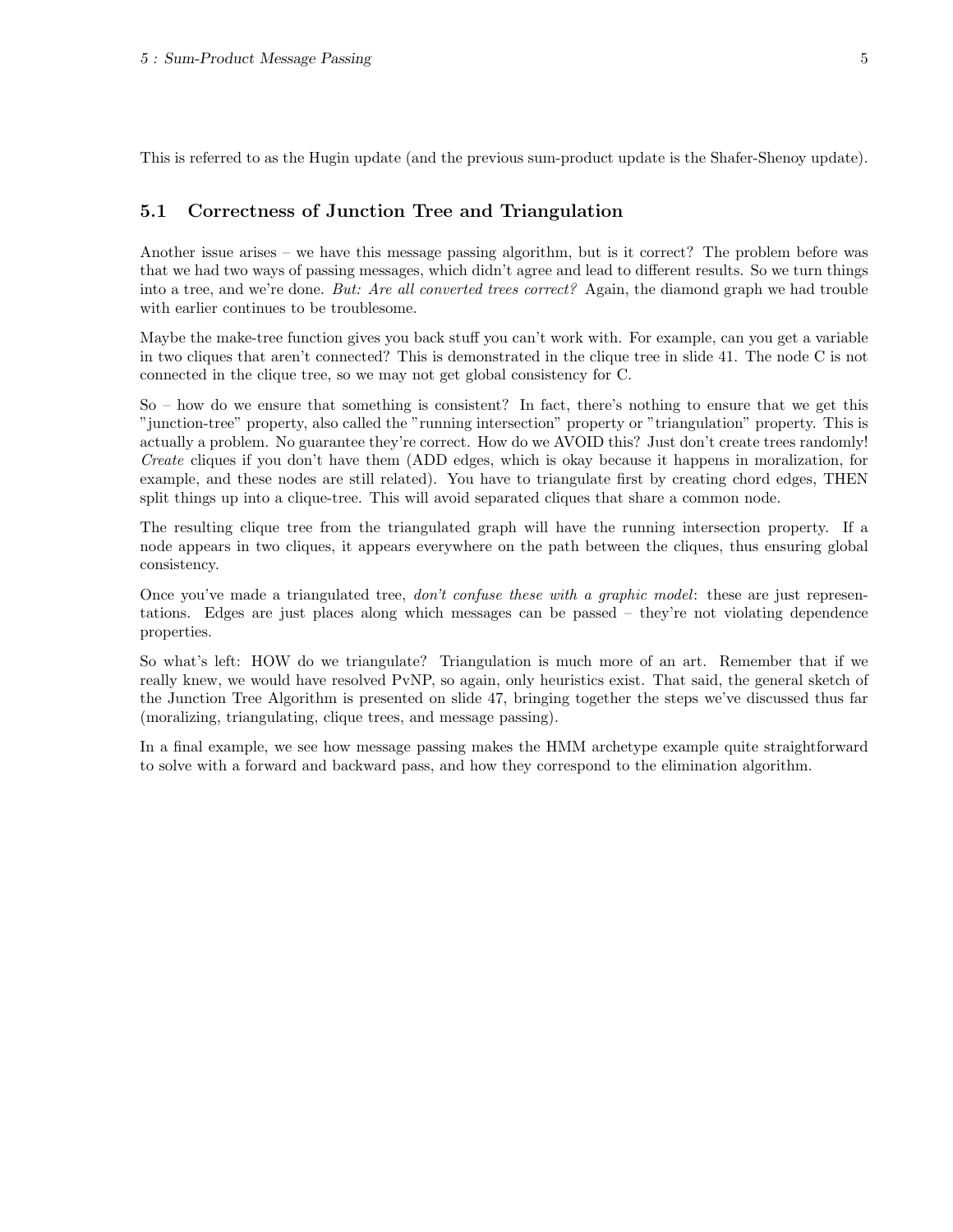This is referred to as the Hugin update (and the previous sum-product update is the Shafer-Shenoy update).

## 5.1 Correctness of Junction Tree and Triangulation

Another issue arises – we have this message passing algorithm, but is it correct? The problem before was that we had two ways of passing messages, which didn't agree and lead to different results. So we turn things into a tree, and we're done. *But: Are all converted trees correct?* Again, the diamond graph we had trouble with earlier continues to be troublesome.

Maybe the make-tree function gives you back stuff you can't work with. For example, can you get a variable in two cliques that aren't connected? This is demonstrated in the clique tree in slide 41. The node C is not connected in the clique tree, so we may not get global consistency for C.

So – how do we ensure that something is consistent? In fact, there's nothing to ensure that we get this "junction-tree" property, also called the "running intersection" property or "triangulation" property. This is actually a problem. No guarantee they're correct. How do we AVOID this? Just don't create trees randomly! *Create* cliques if you don't have them (ADD edges, which is okay because it happens in moralization, for example, and these nodes are still related). You have to triangulate first by creating chord edges, THEN split things up into a clique-tree. This will avoid separated cliques that share a common node.

The resulting clique tree from the triangulated graph will have the running intersection property. If a node appears in two cliques, it appears everywhere on the path between the cliques, thus ensuring global consistency.

Once you've made a triangulated tree, *don't confuse these with a graphic model*: these are just representations. Edges are just places along which messages can be passed – they're not violating dependence properties.

So what's left: HOW do we triangulate? Triangulation is much more of an art. Remember that if we really knew, we would have resolved PvNP, so again, only heuristics exist. That said, the general sketch of the Junction Tree Algorithm is presented on slide 47, bringing together the steps we've discussed thus far (moralizing, triangulating, clique trees, and message passing).

In a final example, we see how message passing makes the HMM archetype example quite straightforward to solve with a forward and backward pass, and how they correspond to the elimination algorithm.